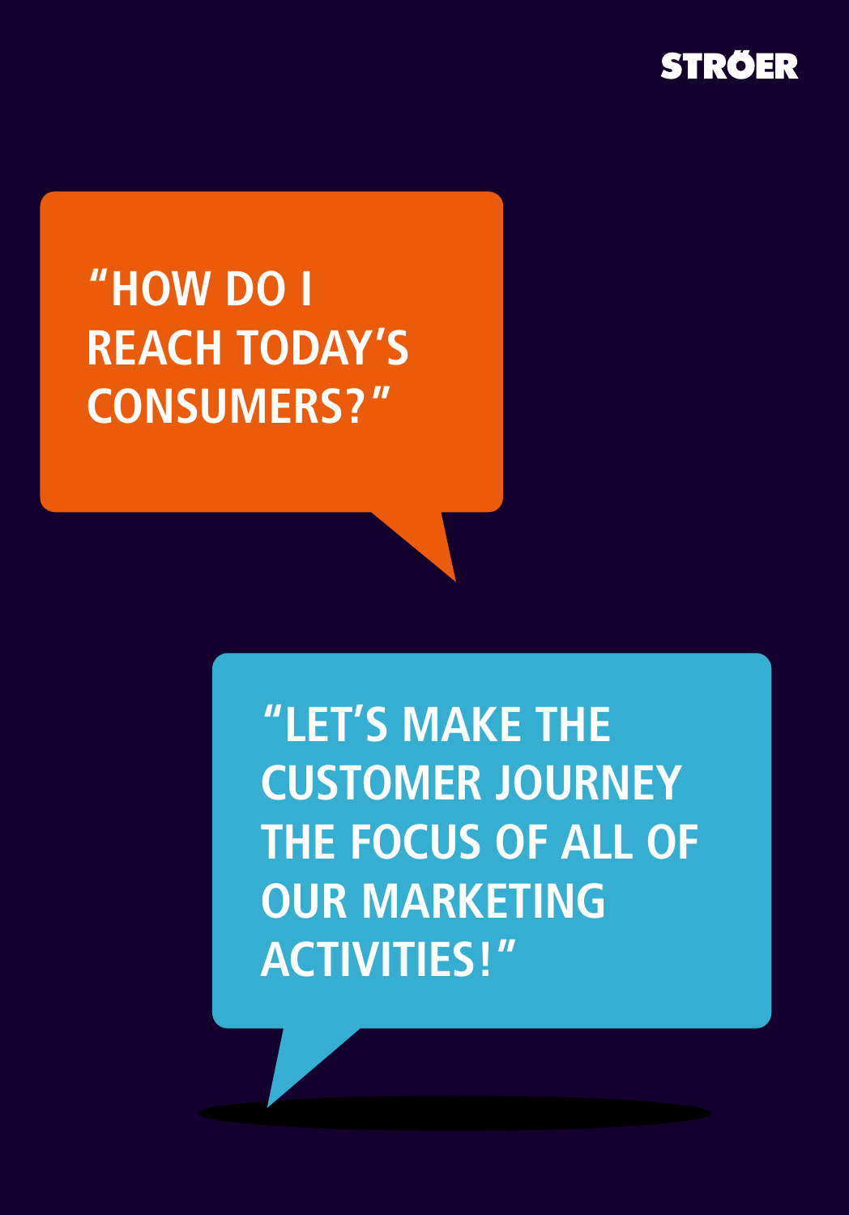STRÖER

“HOW DO I REACH TODAY’S CONSUMERS?”

“LET’S MAKE THE CUSTOMER JOURNEY THE FOCUS OF ALL OF OUR MARKETING ACTIVITIES!”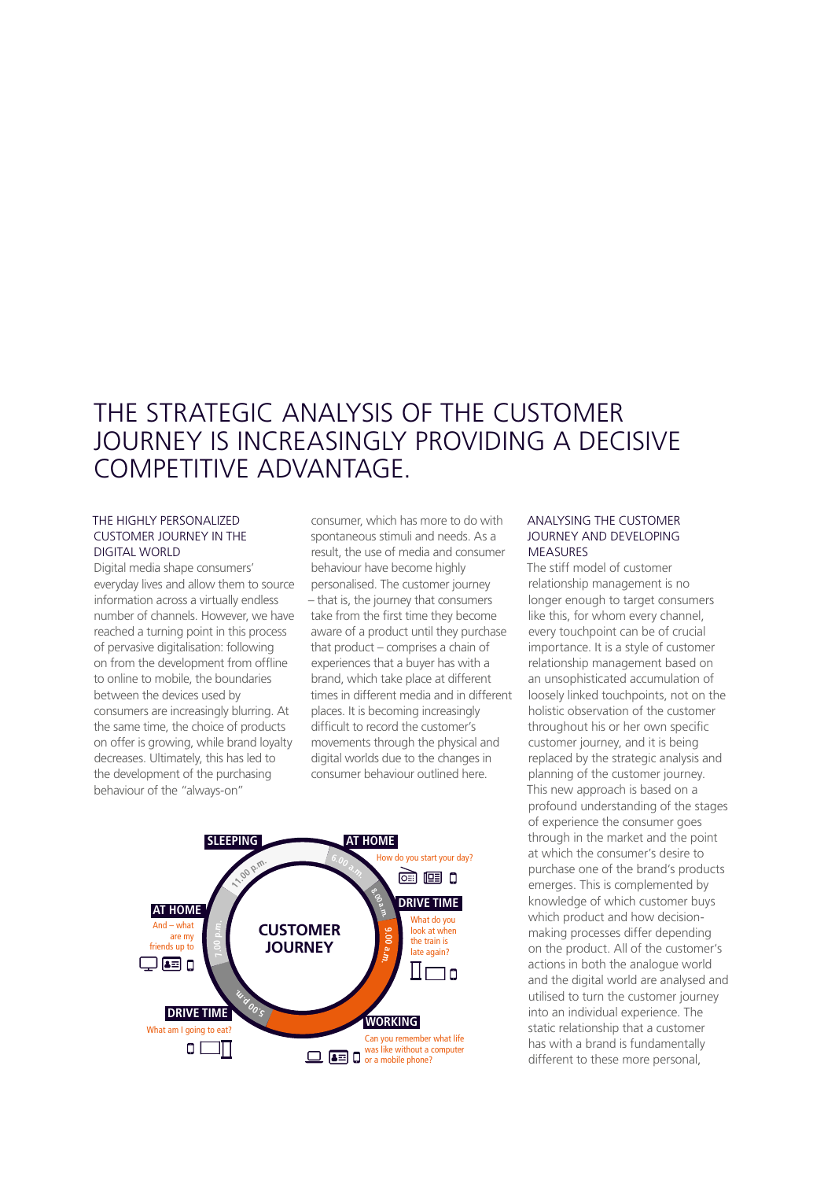# THE STRATEGIC ANALYSIS OF THE CUSTOMER JOURNEY IS INCREASINGLY PROVIDING A DECISIVE COMPETITIVE ADVANTAGE.

### THE HIGHLY PERSONALIZED CUSTOMER JOURNEY IN THE DIGITAL WORLD

Digital media shape consumers' everyday lives and allow them to source information across a virtually endless number of channels. However, we have reached a turning point in this process of pervasive digitalisation: following on from the development from offline to online to mobile, the boundaries between the devices used by consumers are increasingly blurring. At the same time, the choice of products on offer is growing, while brand loyalty decreases. Ultimately, this has led to the development of the purchasing behaviour of the "always-on" consumer, which has more to do with spontaneous stimuli and needs. As a result, the use of media and consumer behaviour have become highly personalised. The customer journey – that is, the journey that consumers take from the first time they become aware of a product until they purchase that product – comprises a chain of experiences that a buyer has with a brand, which take place at different times in different media and in different places. It is becoming increasingly difficult to record the customer's movements through the physical and digital worlds due to the changes in consumer behaviour outlined here.

**CUSTOMER JOURNEY**

- **AT HOME** (6.00 a.m.) – How do you start your day?
- **DRIVE TIME** (8.00 a.m.) – What do you look at when the train is late again?
- **WORKING** (9.00 a.m.) – Can you remember what life was like without a computer or a mobile phone?
- **DRIVE TIME** (5.00 p.m.) – What am I going to eat?
- **AT HOME** (7.00 p.m.) – And – what are my friends up to
- **SLEEPING** (11.00 p.m.)

### ANALYSING THE CUSTOMER JOURNEY AND DEVELOPING MEASURES

The stiff model of customer relationship management is no longer enough to target consumers like this, for whom every channel, every touchpoint can be of crucial importance. It is a style of customer relationship management based on an unsophisticated accumulation of loosely linked touchpoints, not on the holistic observation of the customer throughout his or her own specific customer journey, and it is being replaced by the strategic analysis and planning of the customer journey. This new approach is based on a profound understanding of the stages of experience the consumer goes through in the market and the point at which the consumer's desire to purchase one of the brand's products emerges. This is complemented by knowledge of which customer buys which product and how decision-making processes differ depending on the product. All of the customer's actions in both the analogue world and the digital world are analysed and utilised to turn the customer journey into an individual experience. The static relationship that a customer has with a brand is fundamentally different to these more personal,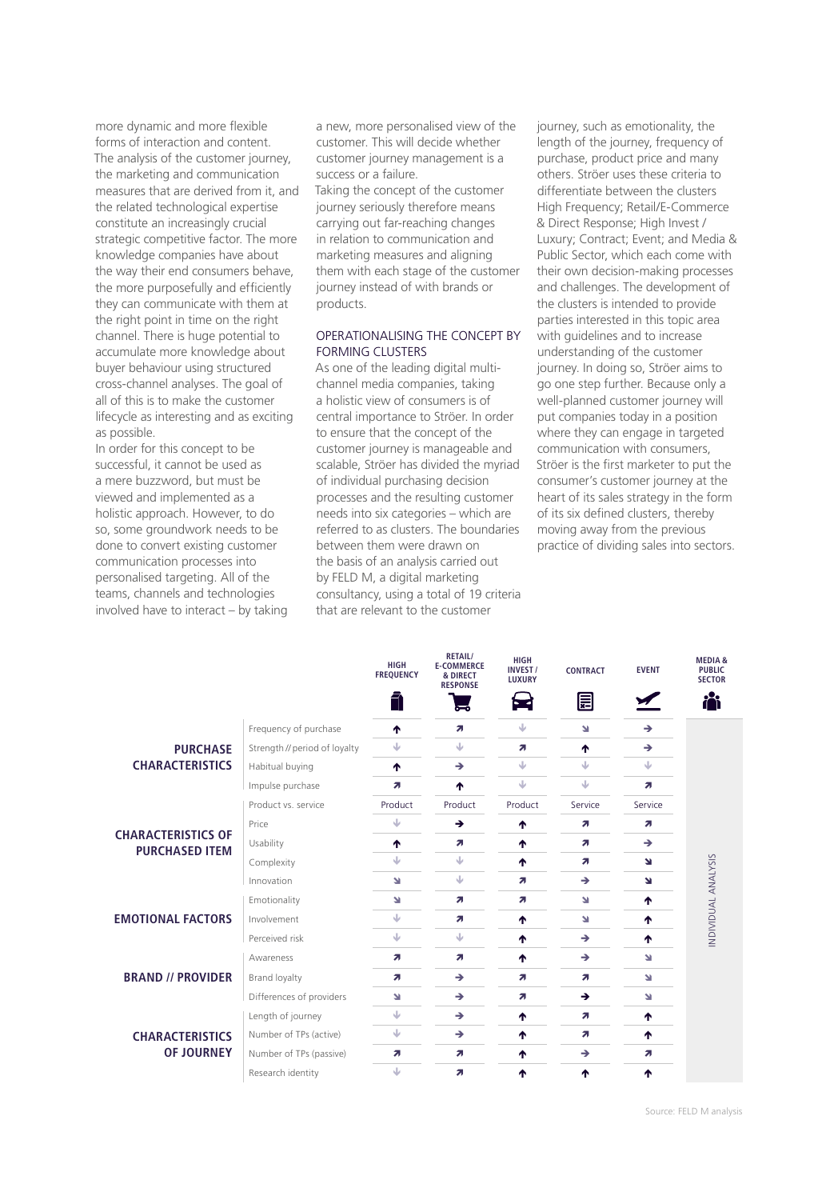more dynamic and more flexible forms of interaction and content.

The analysis of the customer journey, the marketing and communication measures that are derived from it, and the related technological expertise constitute an increasingly crucial strategic competitive factor. The more knowledge companies have about the way their end consumers behave, the more purposefully and efficiently they can communicate with them at the right point in time on the right channel. There is huge potential to accumulate more knowledge about buyer behaviour using structured cross-channel analyses. The goal of all of this is to make the customer lifecycle as interesting and as exciting as possible.

In order for this concept to be successful, it cannot be used as a mere buzzword, but must be viewed and implemented as a holistic approach. However, to do so, some groundwork needs to be done to convert existing customer communication processes into personalised targeting. All of the teams, channels and technologies involved have to interact – by taking a new, more personalised view of the customer. This will decide whether customer journey management is a success or a failure.

Taking the concept of the customer journey seriously therefore means carrying out far-reaching changes in relation to communication and marketing measures and aligning them with each stage of the customer journey instead of with brands or products.

## OPERATIONALISING THE CONCEPT BY FORMING CLUSTERS

As one of the leading digital multi-channel media companies, taking a holistic view of consumers is of central importance to Ströer. In order to ensure that the concept of the customer journey is manageable and scalable, Ströer has divided the myriad of individual purchasing decision processes and the resulting customer needs into six categories – which are referred to as clusters. The boundaries between them were drawn on the basis of an analysis carried out by FELD M, a digital marketing consultancy, using a total of 19 criteria that are relevant to the customer journey, such as emotionality, the length of the journey, frequency of purchase, product price and many others. Ströer uses these criteria to differentiate between the clusters High Frequency; Retail/E-Commerce & Direct Response; High Invest / Luxury; Contract; Event; and Media & Public Sector, which each come with their own decision-making processes and challenges. The development of the clusters is intended to provide parties interested in this topic area with guidelines and to increase understanding of the customer journey. In doing so, Ströer aims to go one step further. Because only a well-planned customer journey will put companies today in a position where they can engage in targeted communication with consumers, Ströer is the first marketer to put the consumer's customer journey at the heart of its sales strategy in the form of its six defined clusters, thereby moving away from the previous practice of dividing sales into sectors.

| | | HIGH FREQUENCY | RETAIL/ E-COMMERCE & DIRECT RESPONSE | HIGH INVEST / LUXURY | CONTRACT | EVENT | MEDIA & PUBLIC SECTOR |
|---|---|---|---|---|---|---|---|
| **PURCHASE CHARACTERISTICS** | Frequency of purchase | ↑ | ↗ | ↓ | ↘ | → | INDIVIDUAL ANALYSIS |
| | Strength // period of loyalty | ↓ | ↓ | ↗ | ↑ | → | |
| | Habitual buying | ↑ | → | ↓ | ↓ | ↓ | |
| | Impulse purchase | ↗ | ↑ | ↓ | ↓ | ↗ | |
| **CHARACTERISTICS OF PURCHASED ITEM** | Product vs. service | Product | Product | Product | Service | Service | |
| | Price | ↓ | → | ↑ | ↗ | ↗ | |
| | Usability | ↑ | ↗ | ↑ | ↗ | → | |
| | Complexity | ↓ | ↓ | ↑ | ↗ | ↘ | |
| | Innovation | ↘ | ↓ | ↗ | → | ↘ | |
| **EMOTIONAL FACTORS** | Emotionality | ↘ | ↗ | ↗ | ↘ | ↑ | |
| | Involvement | ↓ | ↗ | ↑ | ↘ | ↑ | |
| | Perceived risk | ↓ | ↓ | ↑ | → | ↑ | |
| **BRAND // PROVIDER** | Awareness | ↗ | ↗ | ↑ | → | ↘ | |
| | Brand loyalty | ↗ | → | ↗ | ↗ | ↘ | |
| | Differences of providers | ↘ | → | ↗ | → | ↘ | |
| **CHARACTERISTICS OF JOURNEY** | Length of journey | ↓ | → | ↑ | ↗ | ↑ | |
| | Number of TPs (active) | ↓ | → | ↑ | ↗ | ↑ | |
| | Number of TPs (passive) | ↗ | ↗ | ↑ | → | ↗ | |
| | Research identity | ↓ | ↗ | ↑ | ↑ | ↑ | |

Source: FELD M analysis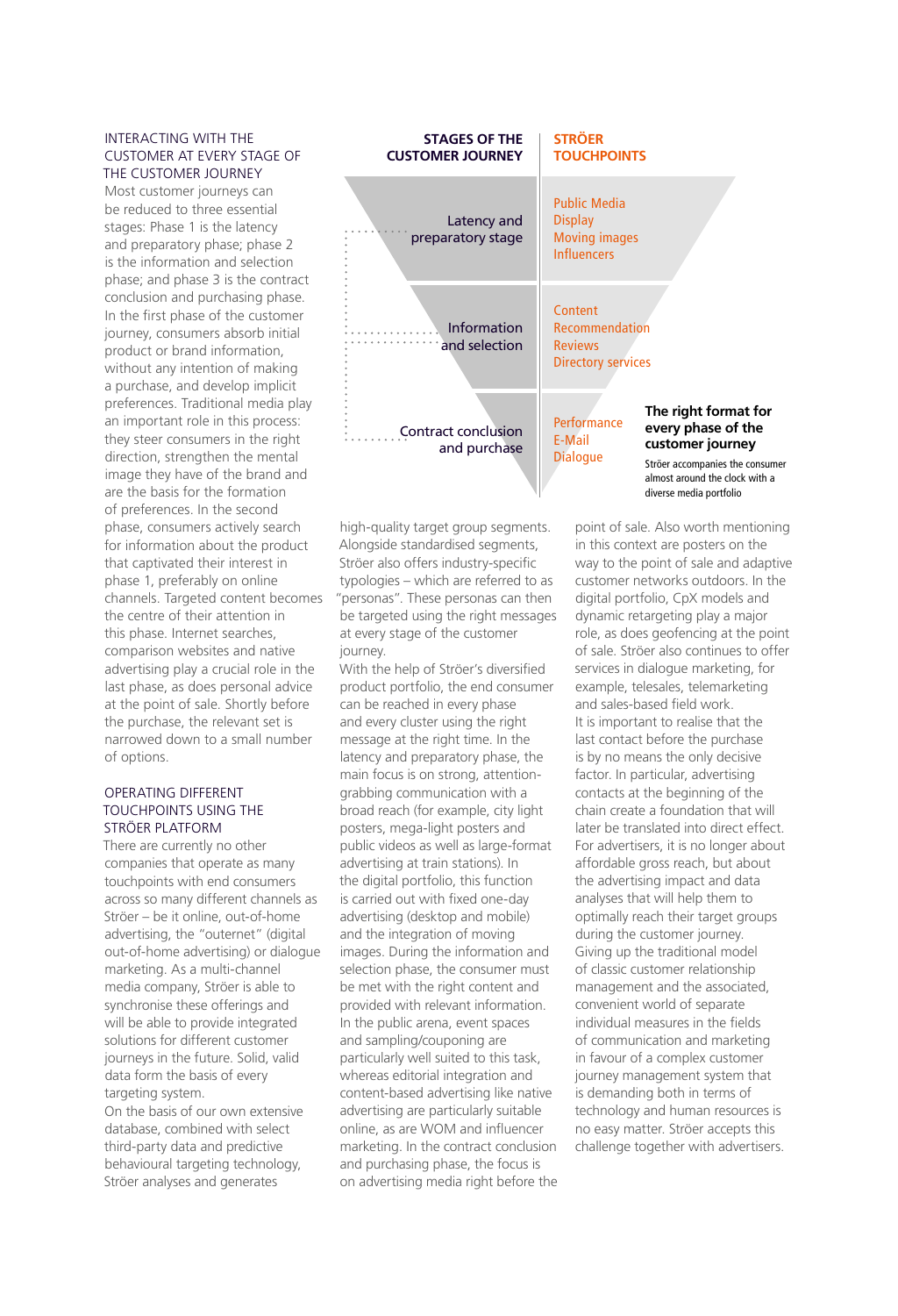## INTERACTING WITH THE CUSTOMER AT EVERY STAGE OF THE CUSTOMER JOURNEY

Most customer journeys can be reduced to three essential stages: Phase 1 is the latency and preparatory phase; phase 2 is the information and selection phase; and phase 3 is the contract conclusion and purchasing phase. In the first phase of the customer journey, consumers absorb initial product or brand information, without any intention of making a purchase, and develop implicit preferences. Traditional media play an important role in this process: they steer consumers in the right direction, strengthen the mental image they have of the brand and are the basis for the formation of preferences. In the second phase, consumers actively search for information about the product that captivated their interest in phase 1, preferably on online channels. Targeted content becomes the centre of their attention in this phase. Internet searches, comparison websites and native advertising play a crucial role in the last phase, as does personal advice at the point of sale. Shortly before the purchase, the relevant set is narrowed down to a small number of options.

## OPERATING DIFFERENT TOUCHPOINTS USING THE STRÖER PLATFORM

There are currently no other companies that operate as many touchpoints with end consumers across so many different channels as Ströer – be it online, out-of-home advertising, the “outernet” (digital out-of-home advertising) or dialogue marketing. As a multi-channel media company, Ströer is able to synchronise these offerings and will be able to provide integrated solutions for different customer journeys in the future. Solid, valid data form the basis of every targeting system.

On the basis of our own extensive database, combined with select third-party data and predictive behavioural targeting technology, Ströer analyses and generates high-quality target group segments. Alongside standardised segments, Ströer also offers industry-specific typologies – which are referred to as “personas”. These personas can then be targeted using the right messages at every stage of the customer journey.

With the help of Ströer’s diversified product portfolio, the end consumer can be reached in every phase and every cluster using the right message at the right time. In the latency and preparatory phase, the main focus is on strong, attention-grabbing communication with a broad reach (for example, city light posters, mega-light posters and public videos as well as large-format advertising at train stations). In the digital portfolio, this function is carried out with fixed one-day advertising (desktop and mobile) and the integration of moving images. During the information and selection phase, the consumer must be met with the right content and provided with relevant information. In the public arena, event spaces and sampling/couponing are particularly well suited to this task, whereas editorial integration and content-based advertising like native advertising are particularly suitable online, as are WOM and influencer marketing. In the contract conclusion and purchasing phase, the focus is on advertising media right before the point of sale. Also worth mentioning in this context are posters on the way to the point of sale and adaptive customer networks outdoors. In the digital portfolio, CpX models and dynamic retargeting play a major role, as does geofencing at the point of sale. Ströer also continues to offer services in dialogue marketing, for example, telesales, telemarketing and sales-based field work.

It is important to realise that the last contact before the purchase is by no means the only decisive factor. In particular, advertising contacts at the beginning of the chain create a foundation that will later be translated into direct effect. For advertisers, it is no longer about affordable gross reach, but about the advertising impact and data analyses that will help them to optimally reach their target groups during the customer journey. Giving up the traditional model of classic customer relationship management and the associated, convenient world of separate individual measures in the fields of communication and marketing in favour of a complex customer journey management system that is demanding both in terms of technology and human resources is no easy matter. Ströer accepts this challenge together with advertisers.

| STAGES OF THE CUSTOMER JOURNEY | STRÖER TOUCHPOINTS |
|---|---|
| Latency and preparatory stage | Public Media, Display, Moving images, Influencers |
| Information and selection | Content, Recommendation, Reviews, Directory services |
| Contract conclusion and purchase | Performance, E-Mail, Dialogue |

**The right format for every phase of the customer journey**

Ströer accompanies the consumer almost around the clock with a diverse media portfolio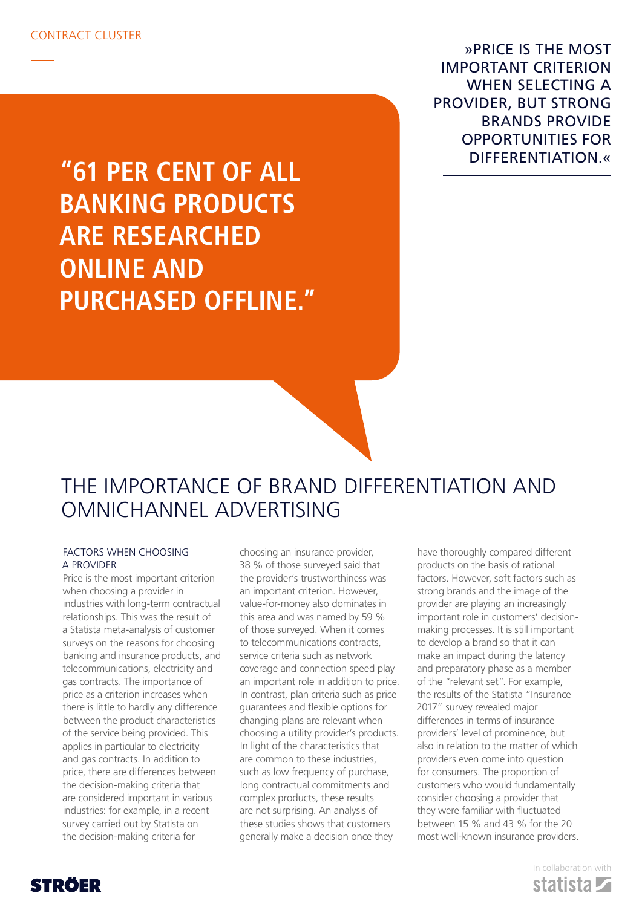CONTRACT CLUSTER

**“61 PER CENT OF ALL BANKING PRODUCTS ARE RESEARCHED ONLINE AND PURCHASED OFFLINE.”**

»PRICE IS THE MOST IMPORTANT CRITERION WHEN SELECTING A PROVIDER, BUT STRONG BRANDS PROVIDE OPPORTUNITIES FOR DIFFERENTIATION.«

# THE IMPORTANCE OF BRAND DIFFERENTIATION AND OMNICHANNEL ADVERTISING

### FACTORS WHEN CHOOSING A PROVIDER

Price is the most important criterion when choosing a provider in industries with long-term contractual relationships. This was the result of a Statista meta-analysis of customer surveys on the reasons for choosing banking and insurance products, and telecommunications, electricity and gas contracts. The importance of price as a criterion increases when there is little to hardly any difference between the product characteristics of the service being provided. This applies in particular to electricity and gas contracts. In addition to price, there are differences between the decision-making criteria that are considered important in various industries: for example, in a recent survey carried out by Statista on the decision-making criteria for choosing an insurance provider, 38 % of those surveyed said that the provider's trustworthiness was an important criterion. However, value-for-money also dominates in this area and was named by 59 % of those surveyed. When it comes to telecommunications contracts, service criteria such as network coverage and connection speed play an important role in addition to price. In contrast, plan criteria such as price guarantees and flexible options for changing plans are relevant when choosing a utility provider's products. In light of the characteristics that are common to these industries, such as low frequency of purchase, long contractual commitments and complex products, these results are not surprising. An analysis of these studies shows that customers generally make a decision once they have thoroughly compared different products on the basis of rational factors. However, soft factors such as strong brands and the image of the provider are playing an increasingly important role in customers' decision-making processes. It is still important to develop a brand so that it can make an impact during the latency and preparatory phase as a member of the "relevant set". For example, the results of the Statista "Insurance 2017" survey revealed major differences in terms of insurance providers' level of prominence, but also in relation to the matter of which providers even come into question for consumers. The proportion of customers who would fundamentally consider choosing a provider that they were familiar with fluctuated between 15 % and 43 % for the 20 most well-known insurance providers.

STRÖER

In collaboration with statista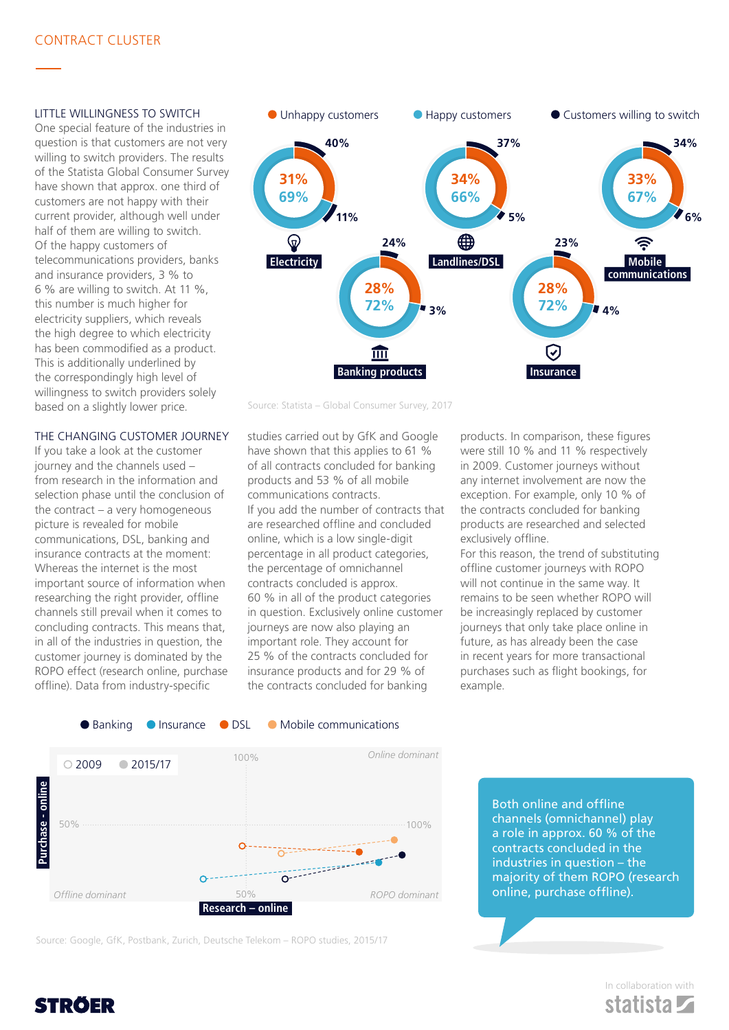CONTRACT CLUSTER

## LITTLE WILLINGNESS TO SWITCH

One special feature of the industries in question is that customers are not very willing to switch providers. The results of the Statista Global Consumer Survey have shown that approx. one third of customers are not happy with their current provider, although well under half of them are willing to switch. Of the happy customers of telecommunications providers, banks and insurance providers, 3 % to 6 % are willing to switch. At 11 %, this number is much higher for electricity suppliers, which reveals the high degree to which electricity has been commodified as a product. This is additionally underlined by the correspondingly high level of willingness to switch providers solely based on a slightly lower price.

Unhappy customers | Happy customers | Customers willing to switch

| | Unhappy customers | Unhappy willing to switch | Happy customers | Happy willing to switch |
|---|---|---|---|---|
| Electricity | 31% | 40% | 69% | 11% |
| Landlines/DSL | 34% | 37% | 66% | 5% |
| Mobile communications | 33% | 34% | 67% | 6% |
| Banking products | 28% | 24% | 72% | 3% |
| Insurance | 28% | 23% | 72% | 4% |

Source: Statista – Global Consumer Survey, 2017

## THE CHANGING CUSTOMER JOURNEY

If you take a look at the customer journey and the channels used – from research in the information and selection phase until the conclusion of the contract – a very homogeneous picture is revealed for mobile communications, DSL, banking and insurance contracts at the moment: Whereas the internet is the most important source of information when researching the right provider, offline channels still prevail when it comes to concluding contracts. This means that, in all of the industries in question, the customer journey is dominated by the ROPO effect (research online, purchase offline). Data from industry-specific studies carried out by GfK and Google have shown that this applies to 61 % of all contracts concluded for banking products and 53 % of all mobile communications contracts.

If you add the number of contracts that are researched offline and concluded online, which is a low single-digit percentage in all product categories, the percentage of omnichannel contracts concluded is approx. 60 % in all of the product categories in question. Exclusively online customer journeys are now also playing an important role. They account for 25 % of the contracts concluded for insurance products and for 29 % of the contracts concluded for banking products. In comparison, these figures were still 10 % and 11 % respectively in 2009. Customer journeys without any internet involvement are now the exception. For example, only 10 % of the contracts concluded for banking products are researched and selected exclusively offline.

For this reason, the trend of substituting offline customer journeys with ROPO will not continue in the same way. It remains to be seen whether ROPO will be increasingly replaced by customer journeys that only take place online in future, as has already been the case in recent years for more transactional purchases such as flight bookings, for example.

Banking | Insurance | DSL | Mobile communications

2009 | 2015/17

Purchase - online | Research – online | 50% | 100% | Online dominant | Offline dominant | ROPO dominant

Source: Google, GfK, Postbank, Zurich, Deutsche Telekom – ROPO studies, 2015/17

Both online and offline channels (omnichannel) play a role in approx. 60 % of the contracts concluded in the industries in question – the majority of them ROPO (research online, purchase offline).

In collaboration with statista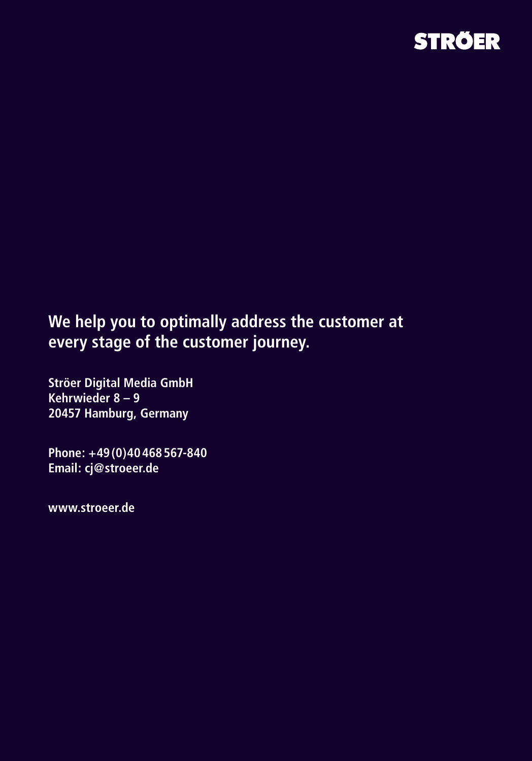STRÖER

**We help you to optimally address the customer at every stage of the customer journey.**

**Ströer Digital Media GmbH**
**Kehrwieder 8 – 9**
**20457 Hamburg, Germany**

**Phone: +49 (0)40 468 567-840**
**Email: cj@stroeer.de**

**www.stroeer.de**